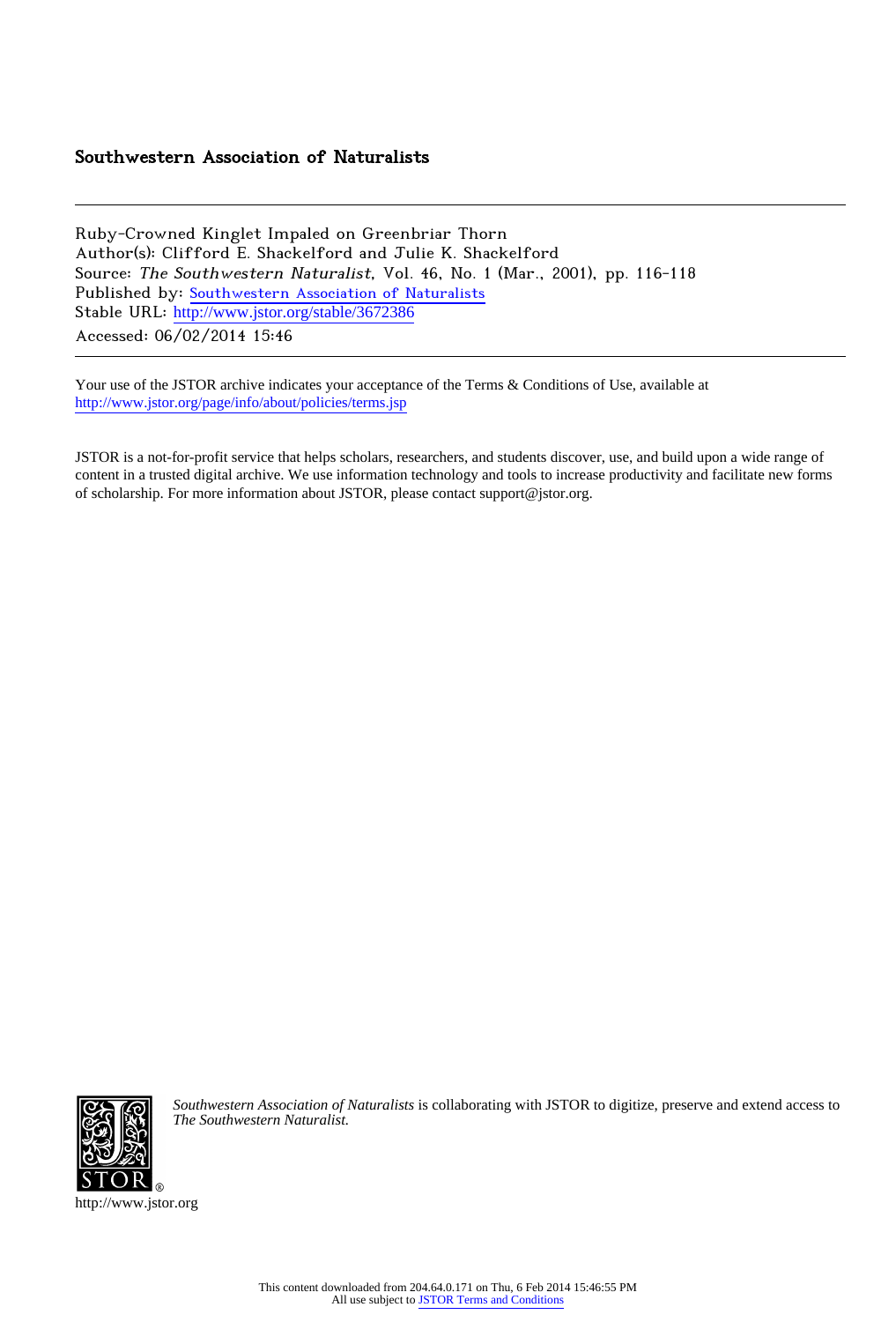# Southwestern Association of Naturalists

Ruby-Crowned Kinglet Impaled on Greenbriar Thorn
Author(s): Clifford E. Shackelford and Julie K. Shackelford
Source: *The Southwestern Naturalist*, Vol. 46, No. 1 (Mar., 2001), pp. 116-118
Published by: Southwestern Association of Naturalists
Stable URL: http://www.jstor.org/stable/3672386
Accessed: 06/02/2014 15:46

Your use of the JSTOR archive indicates your acceptance of the Terms & Conditions of Use, available at
http://www.jstor.org/page/info/about/policies/terms.jsp

JSTOR is a not-for-profit service that helps scholars, researchers, and students discover, use, and build upon a wide range of content in a trusted digital archive. We use information technology and tools to increase productivity and facilitate new forms of scholarship. For more information about JSTOR, please contact support@jstor.org.

*Southwestern Association of Naturalists* is collaborating with JSTOR to digitize, preserve and extend access to *The Southwestern Naturalist.*

http://www.jstor.org

This content downloaded from 204.64.0.171 on Thu, 6 Feb 2014 15:46:55 PM
All use subject to JSTOR Terms and Conditions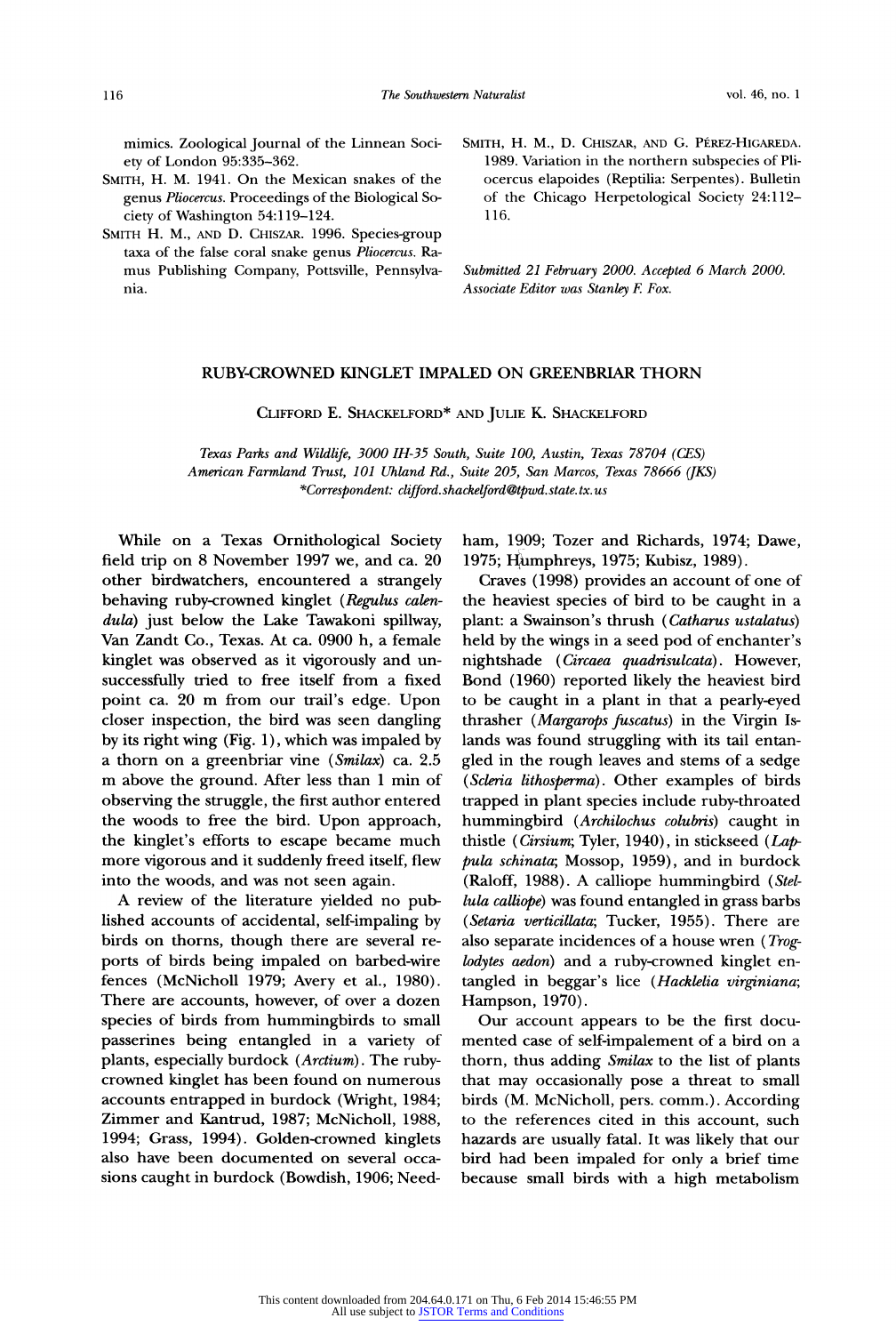mimics. Zoological Journal of the Linnean Society of London 95:335–362.

SMITH, H. M. 1941. On the Mexican snakes of the genus *Pliocercus*. Proceedings of the Biological Society of Washington 54:119–124.

SMITH H. M., AND D. CHISZAR. 1996. Species-group taxa of the false coral snake genus *Pliocercus*. Ramus Publishing Company, Pottsville, Pennsylvania.

SMITH, H. M., D. CHISZAR, AND G. PÉREZ-HIGAREDA. 1989. Variation in the northern subspecies of Pliocercus elapoides (Reptilia: Serpentes). Bulletin of the Chicago Herpetological Society 24:112–116.

*Submitted 21 February 2000. Accepted 6 March 2000. Associate Editor was Stanley F. Fox.*

## RUBY-CROWNED KINGLET IMPALED ON GREENBRIAR THORN

CLIFFORD E. SHACKELFORD* AND JULIE K. SHACKELFORD

*Texas Parks and Wildlife, 3000 IH-35 South, Suite 100, Austin, Texas 78704 (CES)*
*American Farmland Trust, 101 Uhland Rd., Suite 205, San Marcos, Texas 78666 (JKS)*
*\*Correspondent: clifford.shackelford@tpwd.state.tx.us*

While on a Texas Ornithological Society field trip on 8 November 1997 we, and ca. 20 other birdwatchers, encountered a strangely behaving ruby-crowned kinglet (*Regulus calendula*) just below the Lake Tawakoni spillway, Van Zandt Co., Texas. At ca. 0900 h, a female kinglet was observed as it vigorously and unsuccessfully tried to free itself from a fixed point ca. 20 m from our trail's edge. Upon closer inspection, the bird was seen dangling by its right wing (Fig. 1), which was impaled by a thorn on a greenbriar vine (*Smilax*) ca. 2.5 m above the ground. After less than 1 min of observing the struggle, the first author entered the woods to free the bird. Upon approach, the kinglet's efforts to escape became much more vigorous and it suddenly freed itself, flew into the woods, and was not seen again.

A review of the literature yielded no published accounts of accidental, self-impaling by birds on thorns, though there are several reports of birds being impaled on barbed-wire fences (McNicholl 1979; Avery et al., 1980). There are accounts, however, of over a dozen species of birds from hummingbirds to small passerines being entangled in a variety of plants, especially burdock (*Arctium*). The ruby-crowned kinglet has been found on numerous accounts entrapped in burdock (Wright, 1984; Zimmer and Kantrud, 1987; McNicholl, 1988, 1994; Grass, 1994). Golden-crowned kinglets also have been documented on several occasions caught in burdock (Bowdish, 1906; Needham, 1909; Tozer and Richards, 1974; Dawe, 1975; Humphreys, 1975; Kubisz, 1989).

Craves (1998) provides an account of one of the heaviest species of bird to be caught in a plant: a Swainson's thrush (*Catharus ustalatus*) held by the wings in a seed pod of enchanter's nightshade (*Circaea quadrisulcata*). However, Bond (1960) reported likely the heaviest bird to be caught in a plant in that a pearly-eyed thrasher (*Margarops fuscatus*) in the Virgin Islands was found struggling with its tail entangled in the rough leaves and stems of a sedge (*Scleria lithosperma*). Other examples of birds trapped in plant species include ruby-throated hummingbird (*Archilochus colubris*) caught in thistle (*Cirsium*; Tyler, 1940), in stickseed (*Lappula schinata*; Mossop, 1959), and in burdock (Raloff, 1988). A calliope hummingbird (*Stellula calliope*) was found entangled in grass barbs (*Setaria verticillata*; Tucker, 1955). There are also separate incidences of a house wren (*Troglodytes aedon*) and a ruby-crowned kinglet entangled in beggar's lice (*Hacklelia virginiana*; Hampson, 1970).

Our account appears to be the first documented case of self-impalement of a bird on a thorn, thus adding *Smilax* to the list of plants that may occasionally pose a threat to small birds (M. McNicholl, pers. comm.). According to the references cited in this account, such hazards are usually fatal. It was likely that our bird had been impaled for only a brief time because small birds with a high metabolism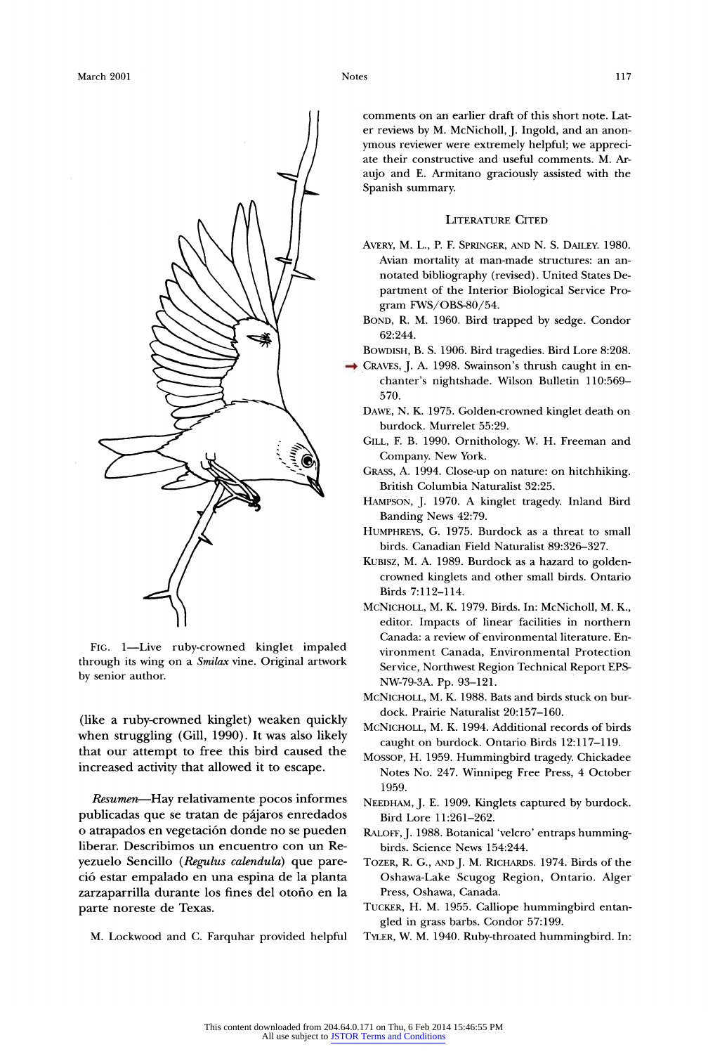FIG. 1—Live ruby-crowned kinglet impaled through its wing on a *Smilax* vine. Original artwork by senior author.

(like a ruby-crowned kinglet) weaken quickly when struggling (Gill, 1990). It was also likely that our attempt to free this bird caused the increased activity that allowed it to escape.

*Resumen*—Hay relativamente pocos informes publicadas que se tratan de pájaros enredados o atrapados en vegetación donde no se pueden liberar. Describimos un encuentro con un Reyezuelo Sencillo (*Regulus calendula*) que pareció estar empalado en una espina de la planta zarzaparrilla durante los fines del otoño en la parte noreste de Texas.

M. Lockwood and C. Farquhar provided helpful comments on an earlier draft of this short note. Later reviews by M. McNicholl, J. Ingold, and an anonymous reviewer were extremely helpful; we appreciate their constructive and useful comments. M. Araujo and E. Armitano graciously assisted with the Spanish summary.

## LITERATURE CITED

AVERY, M. L., P. F. SPRINGER, AND N. S. DAILEY. 1980. Avian mortality at man-made structures: an annotated bibliography (revised). United States Department of the Interior Biological Service Program FWS/OBS-80/54.

BOND, R. M. 1960. Bird trapped by sedge. Condor 62:244.

BOWDISH, B. S. 1906. Bird tragedies. Bird Lore 8:208.

CRAVES, J. A. 1998. Swainson's thrush caught in enchanter's nightshade. Wilson Bulletin 110:569–570.

DAWE, N. K. 1975. Golden-crowned kinglet death on burdock. Murrelet 55:29.

GILL, F. B. 1990. Ornithology. W. H. Freeman and Company. New York.

GRASS, A. 1994. Close-up on nature: on hitchhiking. British Columbia Naturalist 32:25.

HAMPSON, J. 1970. A kinglet tragedy. Inland Bird Banding News 42:79.

HUMPHREYS, G. 1975. Burdock as a threat to small birds. Canadian Field Naturalist 89:326–327.

KUBISZ, M. A. 1989. Burdock as a hazard to golden-crowned kinglets and other small birds. Ontario Birds 7:112–114.

MCNICHOLL, M. K. 1979. Birds. In: McNicholl, M. K., editor. Impacts of linear facilities in northern Canada: a review of environmental literature. Environment Canada, Environmental Protection Service, Northwest Region Technical Report EPS-NW-79-3A. Pp. 93–121.

MCNICHOLL, M. K. 1988. Bats and birds stuck on burdock. Prairie Naturalist 20:157–160.

MCNICHOLL, M. K. 1994. Additional records of birds caught on burdock. Ontario Birds 12:117–119.

MOSSOP, H. 1959. Hummingbird tragedy. Chickadee Notes No. 247. Winnipeg Free Press, 4 October 1959.

NEEDHAM, J. E. 1909. Kinglets captured by burdock. Bird Lore 11:261–262.

RALOFF, J. 1988. Botanical 'velcro' entraps hummingbirds. Science News 154:244.

TOZER, R. G., AND J. M. RICHARDS. 1974. Birds of the Oshawa-Lake Scugog Region, Ontario. Alger Press, Oshawa, Canada.

TUCKER, H. M. 1955. Calliope hummingbird entangled in grass barbs. Condor 57:199.

TYLER, W. M. 1940. Ruby-throated hummingbird. In: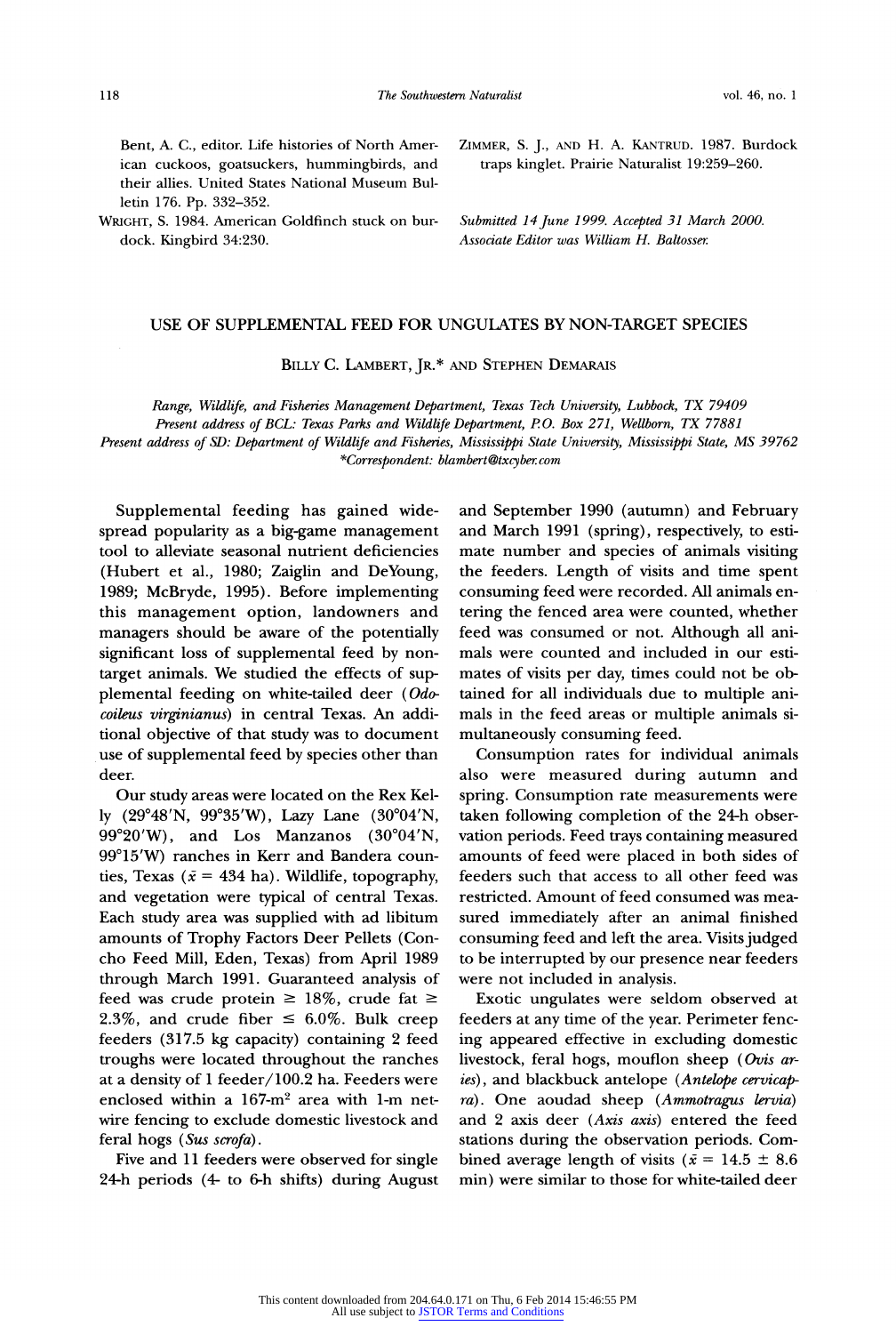Bent, A. C., editor. Life histories of North American cuckoos, goatsuckers, hummingbirds, and their allies. United States National Museum Bulletin 176. Pp. 332–352.

WRIGHT, S. 1984. American Goldfinch stuck on burdock. Kingbird 34:230.

ZIMMER, S. J., AND H. A. KANTRUD. 1987. Burdock traps kinglet. Prairie Naturalist 19:259–260.

*Submitted 14 June 1999. Accepted 31 March 2000. Associate Editor was William H. Baltosser.*

## USE OF SUPPLEMENTAL FEED FOR UNGULATES BY NON-TARGET SPECIES

BILLY C. LAMBERT, JR.* AND STEPHEN DEMARAIS

*Range, Wildlife, and Fisheries Management Department, Texas Tech University, Lubbock, TX 79409*
*Present address of BCL: Texas Parks and Wildlife Department, P.O. Box 271, Wellborn, TX 77881*
*Present address of SD: Department of Wildlife and Fisheries, Mississippi State University, Mississippi State, MS 39762*
*\*Correspondent: blambert@txcyber.com*

Supplemental feeding has gained widespread popularity as a big-game management tool to alleviate seasonal nutrient deficiencies (Hubert et al., 1980; Zaiglin and DeYoung, 1989; McBryde, 1995). Before implementing this management option, landowners and managers should be aware of the potentially significant loss of supplemental feed by non-target animals. We studied the effects of supplemental feeding on white-tailed deer (*Odocoileus virginianus*) in central Texas. An additional objective of that study was to document use of supplemental feed by species other than deer.

Our study areas were located on the Rex Kelly (29°48′N, 99°35′W), Lazy Lane (30°04′N, 99°20′W), and Los Manzanos (30°04′N, 99°15′W) ranches in Kerr and Bandera counties, Texas ($\bar{x}$ = 434 ha). Wildlife, topography, and vegetation were typical of central Texas. Each study area was supplied with ad libitum amounts of Trophy Factors Deer Pellets (Concho Feed Mill, Eden, Texas) from April 1989 through March 1991. Guaranteed analysis of feed was crude protein ≥ 18%, crude fat ≥ 2.3%, and crude fiber ≤ 6.0%. Bulk creep feeders (317.5 kg capacity) containing 2 feed troughs were located throughout the ranches at a density of 1 feeder/100.2 ha. Feeders were enclosed within a 167-m$^2$ area with 1-m net-wire fencing to exclude domestic livestock and feral hogs (*Sus scrofa*).

Five and 11 feeders were observed for single 24-h periods (4- to 6-h shifts) during August and September 1990 (autumn) and February and March 1991 (spring), respectively, to estimate number and species of animals visiting the feeders. Length of visits and time spent consuming feed were recorded. All animals entering the fenced area were counted, whether feed was consumed or not. Although all animals were counted and included in our estimates of visits per day, times could not be obtained for all individuals due to multiple animals in the feed areas or multiple animals simultaneously consuming feed.

Consumption rates for individual animals also were measured during autumn and spring. Consumption rate measurements were taken following completion of the 24-h observation periods. Feed trays containing measured amounts of feed were placed in both sides of feeders such that access to all other feed was restricted. Amount of feed consumed was measured immediately after an animal finished consuming feed and left the area. Visits judged to be interrupted by our presence near feeders were not included in analysis.

Exotic ungulates were seldom observed at feeders at any time of the year. Perimeter fencing appeared effective in excluding domestic livestock, feral hogs, mouflon sheep (*Ovis aries*), and blackbuck antelope (*Antelope cervicapra*). One aoudad sheep (*Ammotragus lervia*) and 2 axis deer (*Axis axis*) entered the feed stations during the observation periods. Combined average length of visits ($\bar{x}$ = 14.5 ± 8.6 min) were similar to those for white-tailed deer